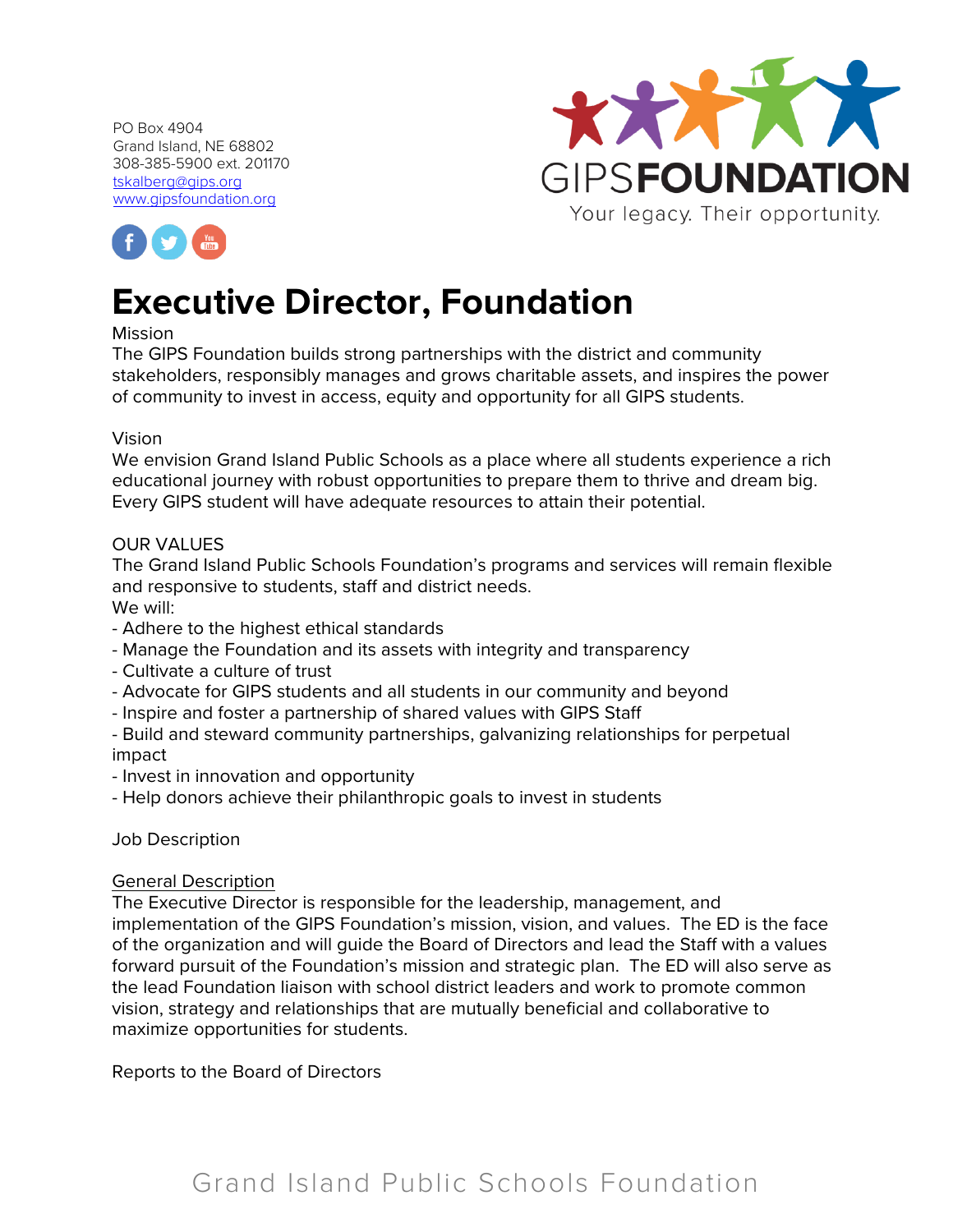PO Box 4904
Grand Island, NE 68802
308-385-5900 ext. 201170
[tskalberg@gips.org](mailto:tskalberg@gips.org)
[www.gipsfoundation.org](http://www.gipsfoundation.org)

GIPS FOUNDATION
Your legacy. Their opportunity.

# Executive Director, Foundation

Mission
The GIPS Foundation builds strong partnerships with the district and community stakeholders, responsibly manages and grows charitable assets, and inspires the power of community to invest in access, equity and opportunity for all GIPS students.

Vision
We envision Grand Island Public Schools as a place where all students experience a rich educational journey with robust opportunities to prepare them to thrive and dream big. Every GIPS student will have adequate resources to attain their potential.

OUR VALUES
The Grand Island Public Schools Foundation's programs and services will remain flexible and responsive to students, staff and district needs.
We will:
- Adhere to the highest ethical standards
- Manage the Foundation and its assets with integrity and transparency
- Cultivate a culture of trust
- Advocate for GIPS students and all students in our community and beyond
- Inspire and foster a partnership of shared values with GIPS Staff
- Build and steward community partnerships, galvanizing relationships for perpetual impact
- Invest in innovation and opportunity
- Help donors achieve their philanthropic goals to invest in students

Job Description

General Description
The Executive Director is responsible for the leadership, management, and implementation of the GIPS Foundation's mission, vision, and values. The ED is the face of the organization and will guide the Board of Directors and lead the Staff with a values forward pursuit of the Foundation's mission and strategic plan. The ED will also serve as the lead Foundation liaison with school district leaders and work to promote common vision, strategy and relationships that are mutually beneficial and collaborative to maximize opportunities for students.

Reports to the Board of Directors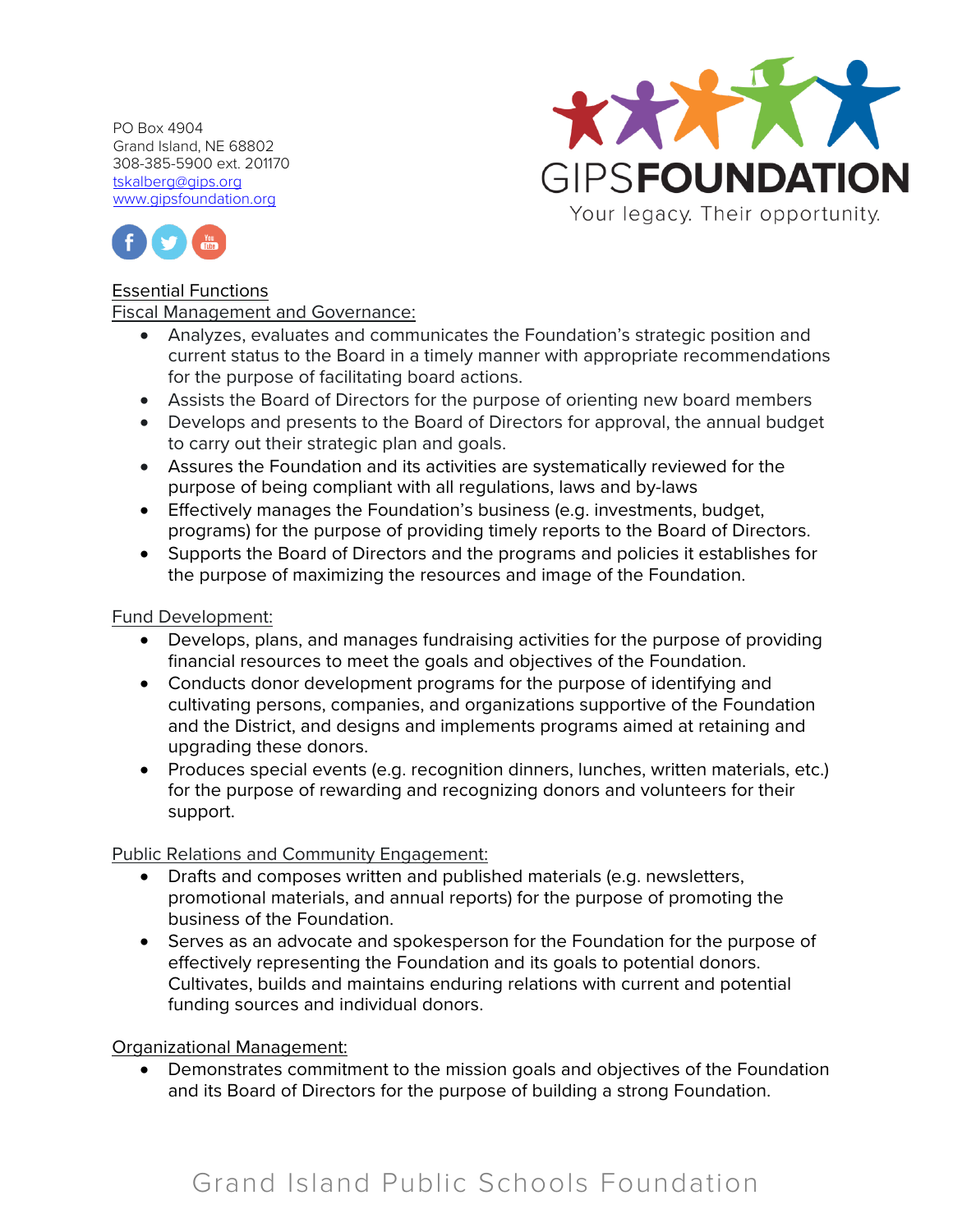PO Box 4904
Grand Island, NE 68802
308-385-5900 ext. 201170
tskalberg@gips.org
www.gipsfoundation.org

GIPS FOUNDATION
Your legacy. Their opportunity.

## Essential Functions

### Fiscal Management and Governance:

- Analyzes, evaluates and communicates the Foundation's strategic position and current status to the Board in a timely manner with appropriate recommendations for the purpose of facilitating board actions.
- Assists the Board of Directors for the purpose of orienting new board members
- Develops and presents to the Board of Directors for approval, the annual budget to carry out their strategic plan and goals.
- Assures the Foundation and its activities are systematically reviewed for the purpose of being compliant with all regulations, laws and by-laws
- Effectively manages the Foundation's business (e.g. investments, budget, programs) for the purpose of providing timely reports to the Board of Directors.
- Supports the Board of Directors and the programs and policies it establishes for the purpose of maximizing the resources and image of the Foundation.

### Fund Development:

- Develops, plans, and manages fundraising activities for the purpose of providing financial resources to meet the goals and objectives of the Foundation.
- Conducts donor development programs for the purpose of identifying and cultivating persons, companies, and organizations supportive of the Foundation and the District, and designs and implements programs aimed at retaining and upgrading these donors.
- Produces special events (e.g. recognition dinners, lunches, written materials, etc.) for the purpose of rewarding and recognizing donors and volunteers for their support.

### Public Relations and Community Engagement:

- Drafts and composes written and published materials (e.g. newsletters, promotional materials, and annual reports) for the purpose of promoting the business of the Foundation.
- Serves as an advocate and spokesperson for the Foundation for the purpose of effectively representing the Foundation and its goals to potential donors. Cultivates, builds and maintains enduring relations with current and potential funding sources and individual donors.

### Organizational Management:

- Demonstrates commitment to the mission goals and objectives of the Foundation and its Board of Directors for the purpose of building a strong Foundation.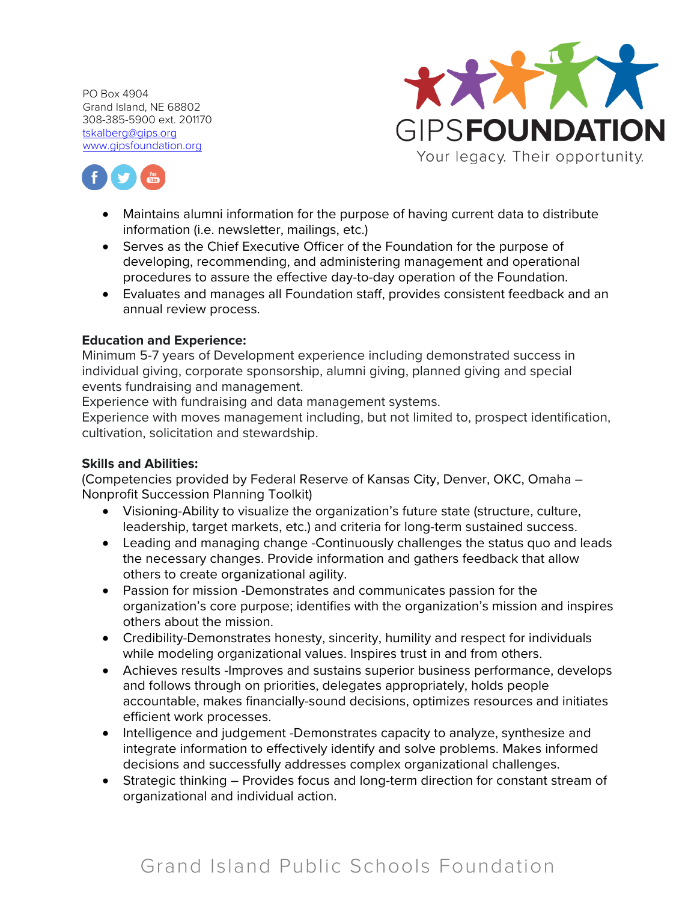- Maintains alumni information for the purpose of having current data to distribute information (i.e. newsletter, mailings, etc.)
- Serves as the Chief Executive Officer of the Foundation for the purpose of developing, recommending, and administering management and operational procedures to assure the effective day-to-day operation of the Foundation.
- Evaluates and manages all Foundation staff, provides consistent feedback and an annual review process.

**Education and Experience:**
Minimum 5-7 years of Development experience including demonstrated success in individual giving, corporate sponsorship, alumni giving, planned giving and special events fundraising and management.
Experience with fundraising and data management systems.
Experience with moves management including, but not limited to, prospect identification, cultivation, solicitation and stewardship.

**Skills and Abilities:**
(Competencies provided by Federal Reserve of Kansas City, Denver, OKC, Omaha – Nonprofit Succession Planning Toolkit)

- Visioning-Ability to visualize the organization's future state (structure, culture, leadership, target markets, etc.) and criteria for long-term sustained success.
- Leading and managing change -Continuously challenges the status quo and leads the necessary changes. Provide information and gathers feedback that allow others to create organizational agility.
- Passion for mission -Demonstrates and communicates passion for the organization's core purpose; identifies with the organization's mission and inspires others about the mission.
- Credibility-Demonstrates honesty, sincerity, humility and respect for individuals while modeling organizational values. Inspires trust in and from others.
- Achieves results -Improves and sustains superior business performance, develops and follows through on priorities, delegates appropriately, holds people accountable, makes financially-sound decisions, optimizes resources and initiates efficient work processes.
- Intelligence and judgement -Demonstrates capacity to analyze, synthesize and integrate information to effectively identify and solve problems. Makes informed decisions and successfully addresses complex organizational challenges.
- Strategic thinking – Provides focus and long-term direction for constant stream of organizational and individual action.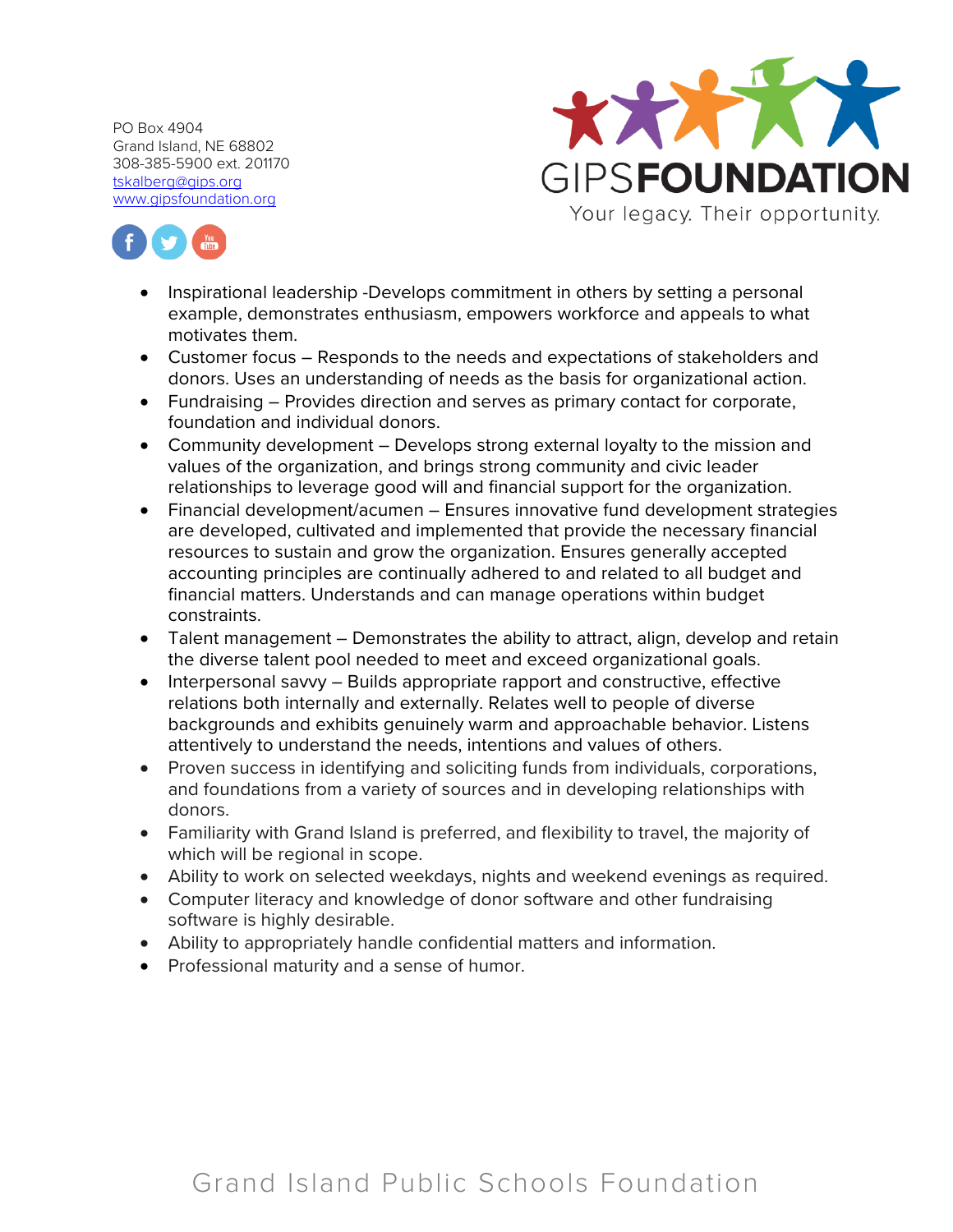- Inspirational leadership -Develops commitment in others by setting a personal example, demonstrates enthusiasm, empowers workforce and appeals to what motivates them.
- Customer focus – Responds to the needs and expectations of stakeholders and donors. Uses an understanding of needs as the basis for organizational action.
- Fundraising – Provides direction and serves as primary contact for corporate, foundation and individual donors.
- Community development – Develops strong external loyalty to the mission and values of the organization, and brings strong community and civic leader relationships to leverage good will and financial support for the organization.
- Financial development/acumen – Ensures innovative fund development strategies are developed, cultivated and implemented that provide the necessary financial resources to sustain and grow the organization. Ensures generally accepted accounting principles are continually adhered to and related to all budget and financial matters. Understands and can manage operations within budget constraints.
- Talent management – Demonstrates the ability to attract, align, develop and retain the diverse talent pool needed to meet and exceed organizational goals.
- Interpersonal savvy – Builds appropriate rapport and constructive, effective relations both internally and externally. Relates well to people of diverse backgrounds and exhibits genuinely warm and approachable behavior. Listens attentively to understand the needs, intentions and values of others.
- Proven success in identifying and soliciting funds from individuals, corporations, and foundations from a variety of sources and in developing relationships with donors.
- Familiarity with Grand Island is preferred, and flexibility to travel, the majority of which will be regional in scope.
- Ability to work on selected weekdays, nights and weekend evenings as required.
- Computer literacy and knowledge of donor software and other fundraising software is highly desirable.
- Ability to appropriately handle confidential matters and information.
- Professional maturity and a sense of humor.